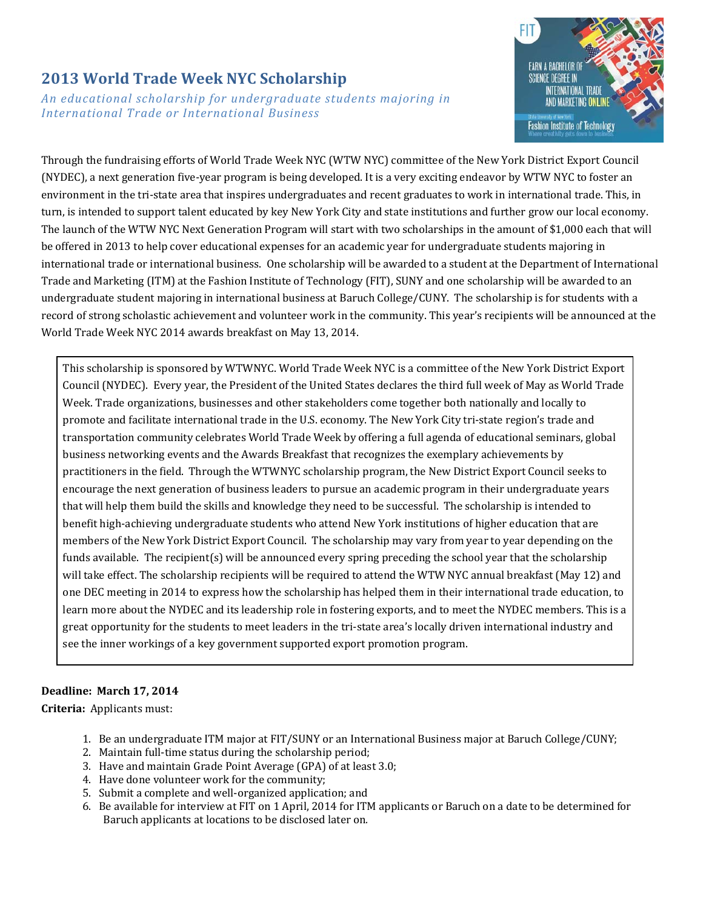# 2013 World Trade Week NYC Scholarship

*An educational scholarship for undergraduate students majoring in International Trade or International Business*

Through the fundraising efforts of World Trade Week NYC (WTW NYC) committee of the New York District Export Council (NYDEC), a next generation five-year program is being developed. It is a very exciting endeavor by WTW NYC to foster an environment in the tri-state area that inspires undergraduates and recent graduates to work in international trade. This, in turn, is intended to support talent educated by key New York City and state institutions and further grow our local economy. The launch of the WTW NYC Next Generation Program will start with two scholarships in the amount of $1,000 each that will be offered in 2013 to help cover educational expenses for an academic year for undergraduate students majoring in international trade or international business. One scholarship will be awarded to a student at the Department of International Trade and Marketing (ITM) at the Fashion Institute of Technology (FIT), SUNY and one scholarship will be awarded to an undergraduate student majoring in international business at Baruch College/CUNY. The scholarship is for students with a record of strong scholastic achievement and volunteer work in the community. This year's recipients will be announced at the World Trade Week NYC 2014 awards breakfast on May 13, 2014.

This scholarship is sponsored by WTWNYC. World Trade Week NYC is a committee of the New York District Export Council (NYDEC). Every year, the President of the United States declares the third full week of May as World Trade Week. Trade organizations, businesses and other stakeholders come together both nationally and locally to promote and facilitate international trade in the U.S. economy. The New York City tri-state region's trade and transportation community celebrates World Trade Week by offering a full agenda of educational seminars, global business networking events and the Awards Breakfast that recognizes the exemplary achievements by practitioners in the field. Through the WTWNYC scholarship program, the New District Export Council seeks to encourage the next generation of business leaders to pursue an academic program in their undergraduate years that will help them build the skills and knowledge they need to be successful. The scholarship is intended to benefit high-achieving undergraduate students who attend New York institutions of higher education that are members of the New York District Export Council. The scholarship may vary from year to year depending on the funds available. The recipient(s) will be announced every spring preceding the school year that the scholarship will take effect. The scholarship recipients will be required to attend the WTW NYC annual breakfast (May 12) and one DEC meeting in 2014 to express how the scholarship has helped them in their international trade education, to learn more about the NYDEC and its leadership role in fostering exports, and to meet the NYDEC members. This is a great opportunity for the students to meet leaders in the tri-state area's locally driven international industry and see the inner workings of a key government supported export promotion program.

**Deadline: March 17, 2014**

**Criteria:** Applicants must:

1. Be an undergraduate ITM major at FIT/SUNY or an International Business major at Baruch College/CUNY;
2. Maintain full-time status during the scholarship period;
3. Have and maintain Grade Point Average (GPA) of at least 3.0;
4. Have done volunteer work for the community;
5. Submit a complete and well-organized application; and
6. Be available for interview at FIT on 1 April, 2014 for ITM applicants or Baruch on a date to be determined for Baruch applicants at locations to be disclosed later on.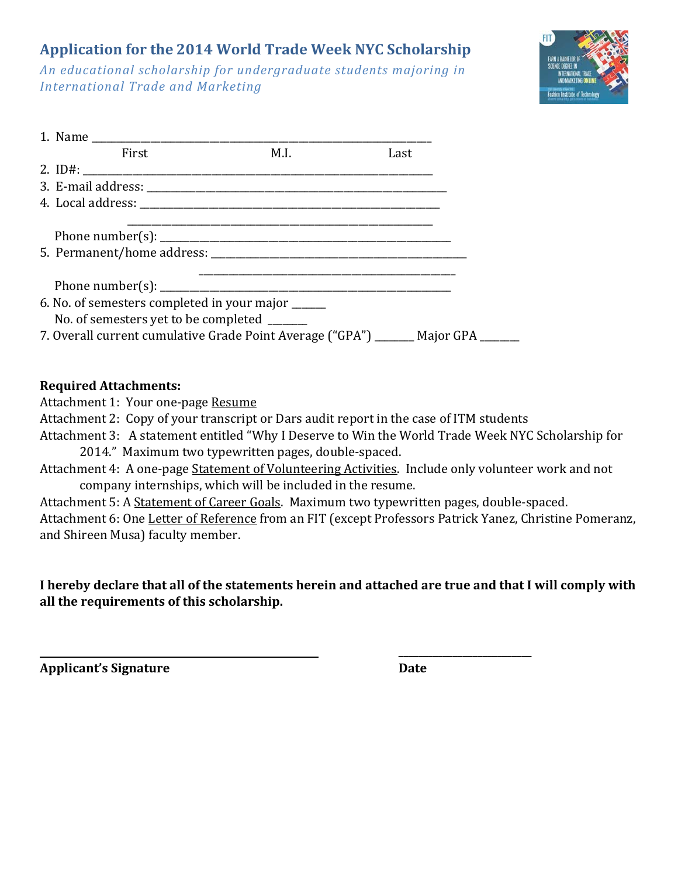## Application for the 2014 World Trade Week NYC Scholarship

*An educational scholarship for undergraduate students majoring in International Trade and Marketing*

1. Name ___________________________________________________________
   First M.I. Last
2. ID#: ___________________________________________________________
3. E-mail address: ___________________________________________________
4. Local address: ____________________________________________________
   ____________________________________________________
   Phone number(s): ___________________________________________________
5. Permanent/home address: ____________________________________________
   ____________________________________________
   Phone number(s): ___________________________________________________
6. No. of semesters completed in your major ______
   No. of semesters yet to be completed _______
7. Overall current cumulative Grade Point Average ("GPA") _______ Major GPA _______

**Required Attachments:**

Attachment 1: Your one-page Resume

Attachment 2: Copy of your transcript or Dars audit report in the case of ITM students

Attachment 3: A statement entitled "Why I Deserve to Win the World Trade Week NYC Scholarship for 2014." Maximum two typewritten pages, double-spaced.

Attachment 4: A one-page Statement of Volunteering Activities. Include only volunteer work and not company internships, which will be included in the resume.

Attachment 5: A Statement of Career Goals. Maximum two typewritten pages, double-spaced.

Attachment 6: One Letter of Reference from an FIT (except Professors Patrick Yanez, Christine Pomeranz, and Shireen Musa) faculty member.

**I hereby declare that all of the statements herein and attached are true and that I will comply with all the requirements of this scholarship.**

______________________________________ ____________________

**Applicant's Signature** **Date**